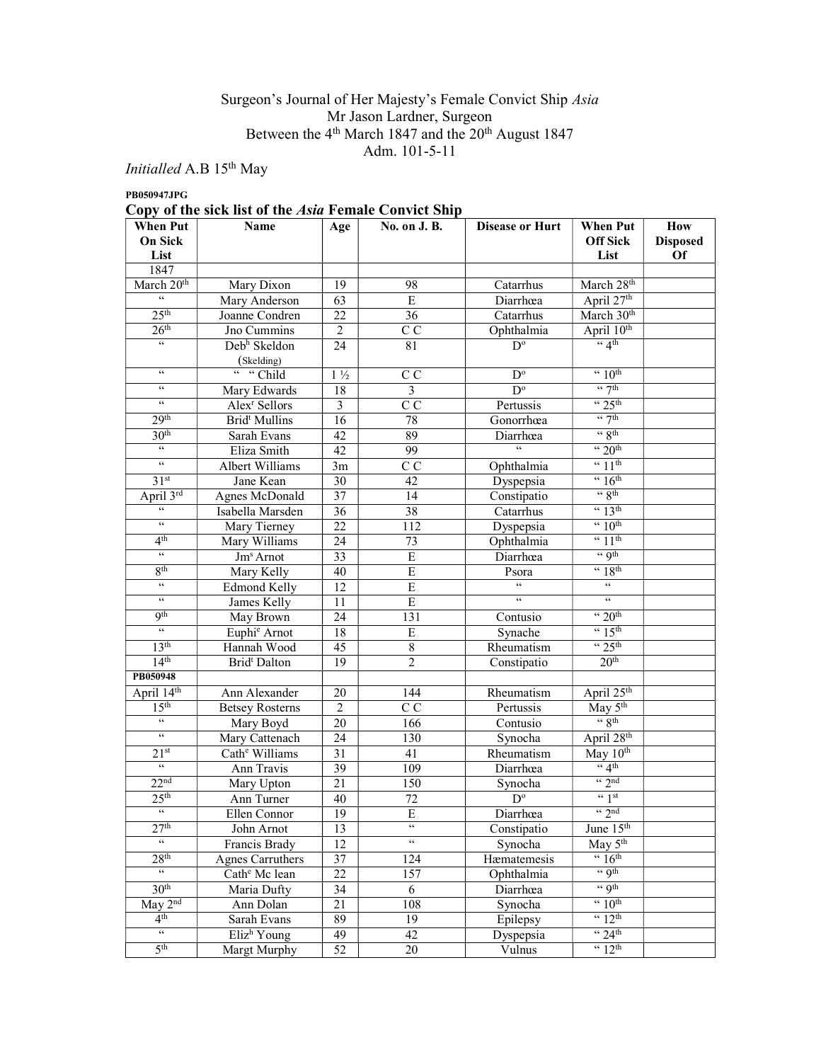Surgeon's Journal of Her Majesty's Female Convict Ship *Asia*
Mr Jason Lardner, Surgeon
Between the 4th March 1847 and the 20th August 1847
Adm. 101-5-11

*Initialled* A.B 15th May

**PB050947JPG**

## Copy of the sick list of the *Asia* Female Convict Ship

| When Put On Sick List | Name | Age | No. on J. B. | Disease or Hurt | When Put Off Sick List | How Disposed Of |
|---|---|---|---|---|---|---|
| 1847 | | | | | | |
| March 20th | Mary Dixon | 19 | 98 | Catarrhus | March 28th | |
| " | Mary Anderson | 63 | E | Diarrhœa | April 27th | |
| 25th | Joanne Condren | 22 | 36 | Catarrhus | March 30th | |
| 26th | Jno Cummins | 2 | C C | Ophthalmia | April 10th | |
| " | Debh Skeldon (Skelding) | 24 | 81 | Do | " 4th | |
| " | " " Child | 1 ½ | C C | Do | " 10th | |
| " | Mary Edwards | 18 | 3 | Do | " 7th | |
| " | Alexr Sellors | 3 | C C | Pertussis | " 25th | |
| 29th | Bridt Mullins | 16 | 78 | Gonorrhœa | " 7th | |
| 30th | Sarah Evans | 42 | 89 | Diarrhœa | " 8th | |
| " | Eliza Smith | 42 | 99 | " | " 20th | |
| " | Albert Williams | 3m | C C | Ophthalmia | " 11th | |
| 31st | Jane Kean | 30 | 42 | Dyspepsia | " 16th | |
| April 3rd | Agnes McDonald | 37 | 14 | Constipatio | " 8th | |
| " | Isabella Marsden | 36 | 38 | Catarrhus | " 13th | |
| " | Mary Tierney | 22 | 112 | Dyspepsia | " 10th | |
| 4th | Mary Williams | 24 | 73 | Ophthalmia | " 11th | |
| " | Jms Arnot | 33 | E | Diarrhœa | " 9th | |
| 8th | Mary Kelly | 40 | E | Psora | " 18th | |
| " | Edmond Kelly | 12 | E | " | " | |
| " | James Kelly | 11 | E | " | " | |
| 9th | May Brown | 24 | 131 | Contusio | " 20th | |
| " | Euphie Arnot | 18 | E | Synache | " 15th | |
| 13th | Hannah Wood | 45 | 8 | Rheumatism | " 25th | |
| 14th | Bridt Dalton | 19 | 2 | Constipatio | 20th | |
| **PB050948** | | | | | | |
| April 14th | Ann Alexander | 20 | 144 | Rheumatism | April 25th | |
| 15th | Betsey Rosterns | 2 | C C | Pertussis | May 5th | |
| " | Mary Boyd | 20 | 166 | Contusio | " 8th | |
| " | Mary Cattenach | 24 | 130 | Synocha | April 28th | |
| 21st | Cathe Williams | 31 | 41 | Rheumatism | May 10th | |
| " | Ann Travis | 39 | 109 | Diarrhœa | " 4th | |
| 22nd | Mary Upton | 21 | 150 | Synocha | " 2nd | |
| 25th | Ann Turner | 40 | 72 | Do | " 1st | |
| " | Ellen Connor | 19 | E | Diarrhœa | " 2nd | |
| 27th | John Arnot | 13 | " | Constipatio | June 15th | |
| " | Francis Brady | 12 | " | Synocha | May 5th | |
| 28th | Agnes Carruthers | 37 | 124 | Hæmatemesis | " 16th | |
| " | Cathe Mc lean | 22 | 157 | Ophthalmia | " 9th | |
| 30th | Maria Dufty | 34 | 6 | Diarrhœa | " 9th | |
| May 2nd | Ann Dolan | 21 | 108 | Synocha | " 10th | |
| 4th | Sarah Evans | 89 | 19 | Epilepsy | " 12th | |
| " | Elizh Young | 49 | 42 | Dyspepsia | " 24th | |
| 5th | Margt Murphy | 52 | 20 | Vulnus | " 12th | |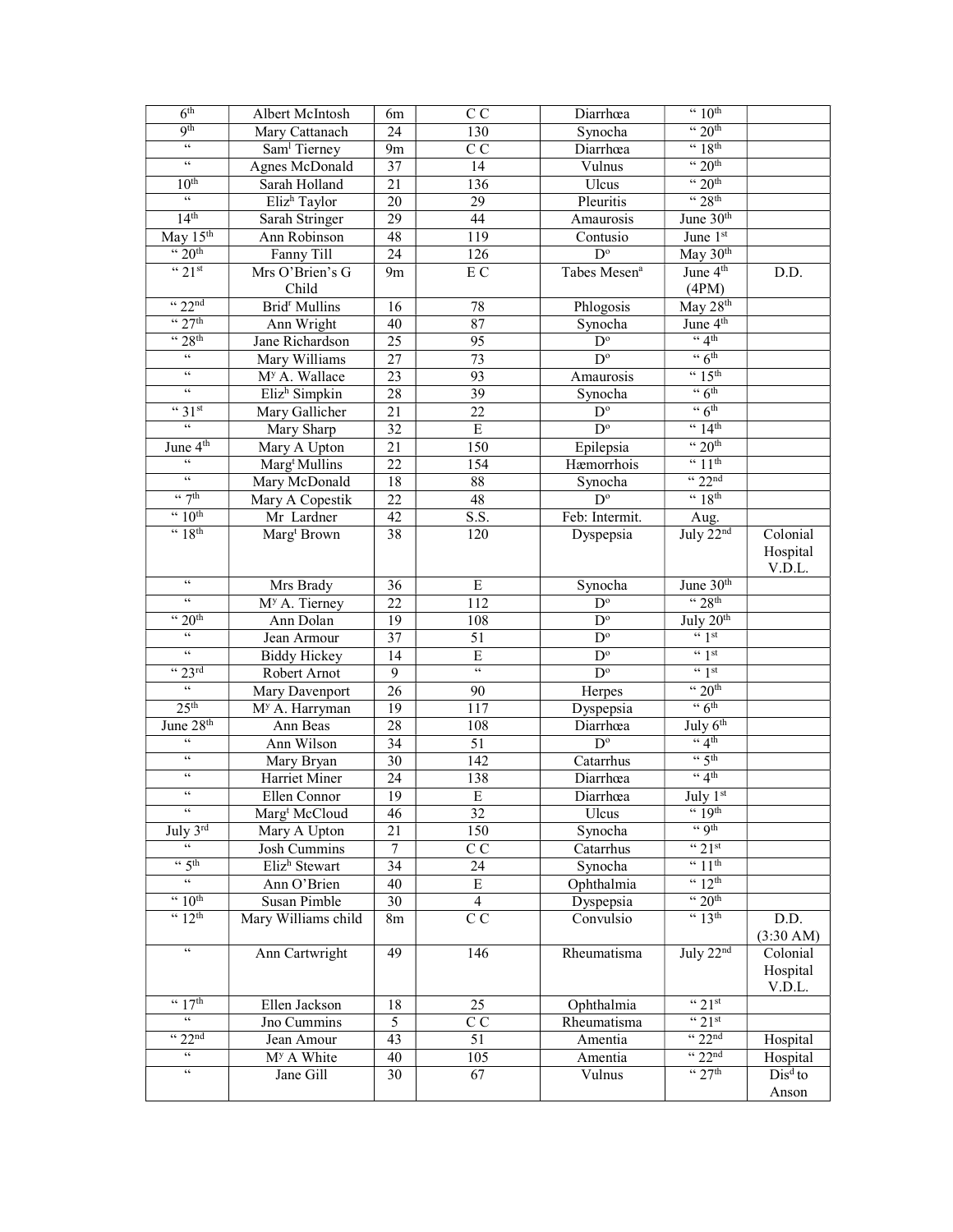| 6th | Albert McIntosh | 6m | C C | Diarrhœa | " 10th | |
|---|---|---|---|---|---|---|
| 9th | Mary Cattanach | 24 | 130 | Synocha | " 20th | |
| " | Sam[l] Tierney | 9m | C C | Diarrhœa | " 18th | |
| " | Agnes McDonald | 37 | 14 | Vulnus | " 20th | |
| 10th | Sarah Holland | 21 | 136 | Ulcus | " 20th | |
| " | Eliz[h] Taylor | 20 | 29 | Pleuritis | " 28th | |
| 14th | Sarah Stringer | 29 | 44 | Amaurosis | June 30th | |
| May 15th | Ann Robinson | 48 | 119 | Contusio | June 1st | |
| " 20th | Fanny Till | 24 | 126 | D[o] | May 30th | |
| " 21st | Mrs O'Brien's G Child | 9m | E C | Tabes Mesen[a] | June 4th (4PM) | D.D. |
| " 22nd | Brid[r] Mullins | 16 | 78 | Phlogosis | May 28th | |
| " 27th | Ann Wright | 40 | 87 | Synocha | June 4th | |
| " 28th | Jane Richardson | 25 | 95 | D[o] | " 4th | |
| " | Mary Williams | 27 | 73 | D[o] | " 6th | |
| " | M[y] A. Wallace | 23 | 93 | Amaurosis | " 15th | |
| " | Eliz[h] Simpkin | 28 | 39 | Synocha | " 6th | |
| " 31st | Mary Gallicher | 21 | 22 | D[o] | " 6th | |
| " | Mary Sharp | 32 | E | D[o] | " 14th | |
| June 4th | Mary A Upton | 21 | 150 | Epilepsia | " 20th | |
| " | Marg[t] Mullins | 22 | 154 | Hæmorrhois | " 11th | |
| " | Mary McDonald | 18 | 88 | Synocha | " 22nd | |
| " 7th | Mary A Copestik | 22 | 48 | D[o] | " 18th | |
| " 10th | Mr Lardner | 42 | S.S. | Feb: Intermit. | Aug. | |
| " 18th | Marg[t] Brown | 38 | 120 | Dyspepsia | July 22nd | Colonial Hospital V.D.L. |
| " | Mrs Brady | 36 | E | Synocha | June 30th | |
| " | M[y] A. Tierney | 22 | 112 | D[o] | " 28th | |
| " 20th | Ann Dolan | 19 | 108 | D[o] | July 20th | |
| " | Jean Armour | 37 | 51 | D[o] | " 1st | |
| " | Biddy Hickey | 14 | E | D[o] | " 1st | |
| " 23rd | Robert Arnot | 9 | " | D[o] | " 1st | |
| " | Mary Davenport | 26 | 90 | Herpes | " 20th | |
| 25th | M[y] A. Harryman | 19 | 117 | Dyspepsia | " 6th | |
| June 28th | Ann Beas | 28 | 108 | Diarrhœa | July 6th | |
| " | Ann Wilson | 34 | 51 | D[o] | " 4th | |
| " | Mary Bryan | 30 | 142 | Catarrhus | " 5th | |
| " | Harriet Miner | 24 | 138 | Diarrhœa | " 4th | |
| " | Ellen Connor | 19 | E | Diarrhœa | July 1st | |
| " | Marg[t] McCloud | 46 | 32 | Ulcus | " 19th | |
| July 3rd | Mary A Upton | 21 | 150 | Synocha | " 9th | |
| " | Josh Cummins | 7 | C C | Catarrhus | " 21st | |
| " 5th | Eliz[h] Stewart | 34 | 24 | Synocha | " 11th | |
| " | Ann O'Brien | 40 | E | Ophthalmia | " 12th | |
| " 10th | Susan Pimble | 30 | 4 | Dyspepsia | " 20th | |
| " 12th | Mary Williams child | 8m | C C | Convulsio | " 13th | D.D. (3:30 AM) |
| " | Ann Cartwright | 49 | 146 | Rheumatisma | July 22nd | Colonial Hospital V.D.L. |
| " 17th | Ellen Jackson | 18 | 25 | Ophthalmia | " 21st | |
| " | Jno Cummins | 5 | C C | Rheumatisma | " 21st | |
| " 22nd | Jean Amour | 43 | 51 | Amentia | " 22nd | Hospital |
| " | M[y] A White | 40 | 105 | Amentia | " 22nd | Hospital |
| " | Jane Gill | 30 | 67 | Vulnus | " 27th | Dis[d] to Anson |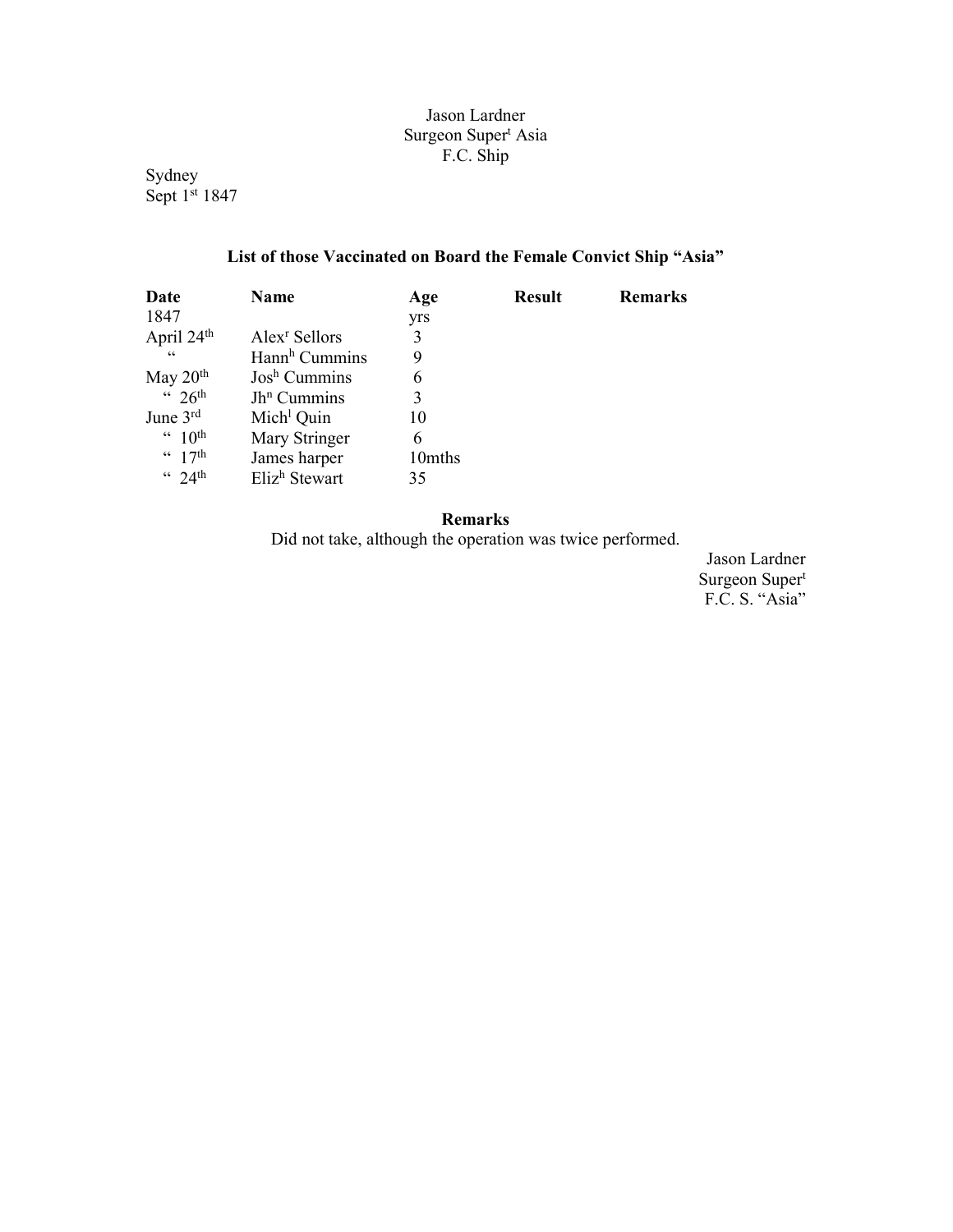Jason Lardner
Surgeon Super[t] Asia
F.C. Ship

Sydney
Sept 1[st] 1847

**List of those Vaccinated on Board the Female Convict Ship "Asia"**

| Date | Name | Age | Result | Remarks |
|---|---|---|---|---|
| 1847 | | yrs | | |
| April 24[th] | Alex[r] Sellors | 3 | | |
| " | Hann[h] Cummins | 9 | | |
| May 20[th] | Jos[h] Cummins | 6 | | |
| " 26[th] | Jh[n] Cummins | 3 | | |
| June 3[rd] | Mich[l] Quin | 10 | | |
| " 10[th] | Mary Stringer | 6 | | |
| " 17[th] | James harper | 10mths | | |
| " 24[th] | Eliz[h] Stewart | 35 | | |

**Remarks**

Did not take, although the operation was twice performed.

Jason Lardner
Surgeon Super[t]
F.C. S. "Asia"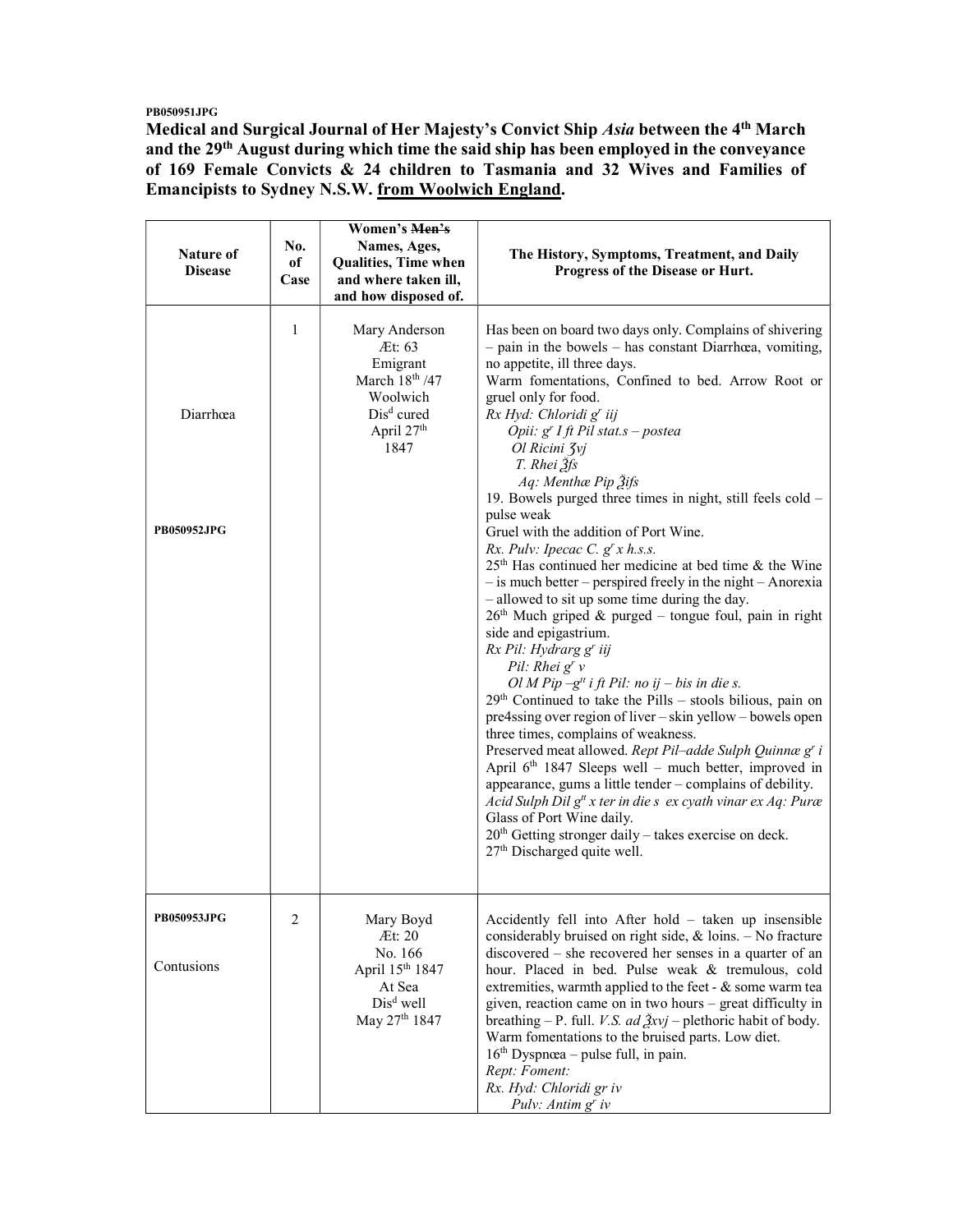**PB050951JPG**

**Medical and Surgical Journal of Her Majesty's Convict Ship *Asia* between the 4th March and the 29th August during which time the said ship has been employed in the conveyance of 169 Female Convicts & 24 children to Tasmania and 32 Wives and Families of Emancipists to Sydney N.S.W. from Woolwich England.**

| Nature of Disease | No. of Case | Women's ~~Men's~~ Names, Ages, Qualities, Time when and where taken ill, and how disposed of. | The History, Symptoms, Treatment, and Daily Progress of the Disease or Hurt. |
|---|---|---|---|
| Diarrhœa<br><br>**PB050952JPG** | 1 | Mary Anderson<br>Æt: 63<br>Emigrant<br>March 18th /47<br>Woolwich<br>Disd cured<br>April 27th<br>1847 | Has been on board two days only. Complains of shivering – pain in the bowels – has constant Diarrhœa, vomiting, no appetite, ill three days.<br>Warm fomentations, Confined to bed. Arrow Root or gruel only for food.<br>*Rx Hyd: Chloridi gr iij*<br>*Opii: gr I ft Pil stat.s – postea*<br>*Ol Ricini ʒvj*<br>*T. Rhei ℥fs*<br>*Aq: Menthæ Pip ℥ifs*<br>19. Bowels purged three times in night, still feels cold – pulse weak<br>Gruel with the addition of Port Wine.<br>*Rx. Pulv: Ipecac C. gr x h.s.s.*<br>25th Has continued her medicine at bed time & the Wine – is much better – perspired freely in the night – Anorexia – allowed to sit up some time during the day.<br>26th Much griped & purged – tongue foul, pain in right side and epigastrium.<br>*Rx Pil: Hydrarg gr iij*<br>*Pil: Rhei gr v*<br>*Ol M Pip –gtt i ft Pil: no ij – bis in die s.*<br>29th Continued to take the Pills – stools bilious, pain on pre4ssing over region of liver – skin yellow – bowels open three times, complains of weakness.<br>Preserved meat allowed. *Rept Pil–adde Sulph Quinnæ gr i*<br>April 6th 1847 Sleeps well – much better, improved in appearance, gums a little tender – complains of debility.<br>*Acid Sulph Dil gtt x ter in die s ex cyath vinar ex Aq: Puræ*<br>Glass of Port Wine daily.<br>20th Getting stronger daily – takes exercise on deck.<br>27th Discharged quite well. |
| **PB050953JPG**<br><br>Contusions | 2 | Mary Boyd<br>Æt: 20<br>No. 166<br>April 15th 1847<br>At Sea<br>Disd well<br>May 27th 1847 | Accidently fell into After hold – taken up insensible considerably bruised on right side, & loins. – No fracture discovered – she recovered her senses in a quarter of an hour. Placed in bed. Pulse weak & tremulous, cold extremities, warmth applied to the feet - & some warm tea given, reaction came on in two hours – great difficulty in breathing – P. full. *V.S. ad ℥xvj* – plethoric habit of body. Warm fomentations to the bruised parts. Low diet.<br>16th Dyspnœa – pulse full, in pain.<br>*Rept: Foment:*<br>*Rx. Hyd: Chloridi gr iv*<br>*Pulv: Antim gr iv* |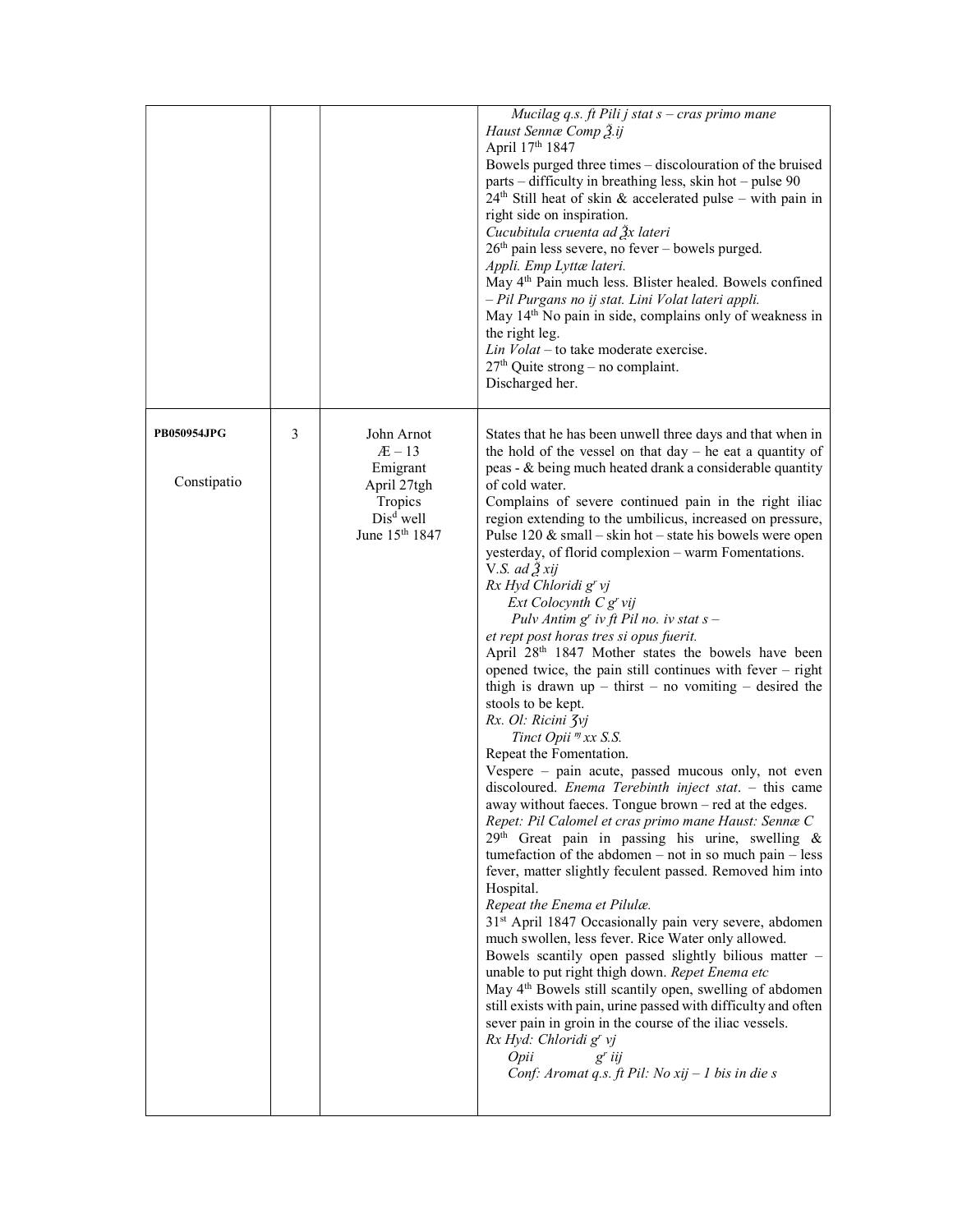| | | | |
|---|---|---|---|
| | | | *Mucilag q.s. ft Pili j stat s – cras primo mane*<br>*Haust Sennæ Comp ℥.ij*<br>April 17th 1847<br>Bowels purged three times – discolouration of the bruised parts – difficulty in breathing less, skin hot – pulse 90<br>24th Still heat of skin & accelerated pulse – with pain in right side on inspiration.<br>*Cucubitula cruenta ad ℥x lateri*<br>26th pain less severe, no fever – bowels purged.<br>*Appli. Emp Lyttæ lateri.*<br>May 4th Pain much less. Blister healed. Bowels confined – *Pil Purgans no ij stat. Lini Volat lateri appli.*<br>May 14th No pain in side, complains only of weakness in the right leg.<br>*Lin Volat* – to take moderate exercise.<br>27th Quite strong – no complaint.<br>Discharged her. |
| **PB050954JPG**<br><br>Constipatio | 3 | John Arnot<br>Æ – 13<br>Emigrant<br>April 27tgh<br>Tropics<br>Disd well<br>June 15th 1847 | States that he has been unwell three days and that when in the hold of the vessel on that day – he eat a quantity of peas - & being much heated drank a considerable quantity of cold water.<br>Complains of severe continued pain in the right iliac region extending to the umbilicus, increased on pressure, Pulse 120 & small – skin hot – state his bowels were open yesterday, of florid complexion – warm Fomentations.<br>*V.S. ad ℥ xij*<br>*Rx Hyd Chloridi gr vj*<br>*Ext Colocynth C gr vij*<br>*Pulv Antim gr iv ft Pil no. iv stat s –*<br>*et rept post horas tres si opus fuerit.*<br>April 28th 1847 Mother states the bowels have been opened twice, the pain still continues with fever – right thigh is drawn up – thirst – no vomiting – desired the stools to be kept.<br>*Rx. Ol: Ricini ʒvj*<br>*Tinct Opii ♏ xx S.S.*<br>Repeat the Fomentation.<br>Vespere – pain acute, passed mucous only, not even discoloured. *Enema Terebinth inject stat*. – this came away without faeces. Tongue brown – red at the edges.<br>*Repet: Pil Calomel et cras primo mane Haust: Sennæ C*<br>29th Great pain in passing his urine, swelling & tumefaction of the abdomen – not in so much pain – less fever, matter slightly feculent passed. Removed him into Hospital.<br>*Repeat the Enema et Pilulæ.*<br>31st April 1847 Occasionally pain very severe, abdomen much swollen, less fever. Rice Water only allowed.<br>Bowels scantily open passed slightly bilious matter – unable to put right thigh down. *Repet Enema etc*<br>May 4th Bowels still scantily open, swelling of abdomen still exists with pain, urine passed with difficulty and often sever pain in groin in the course of the iliac vessels.<br>*Rx Hyd: Chloridi gr vj*<br>*Opii gr iij*<br>*Conf: Aromat q.s. ft Pil: No xij – 1 bis in die s* |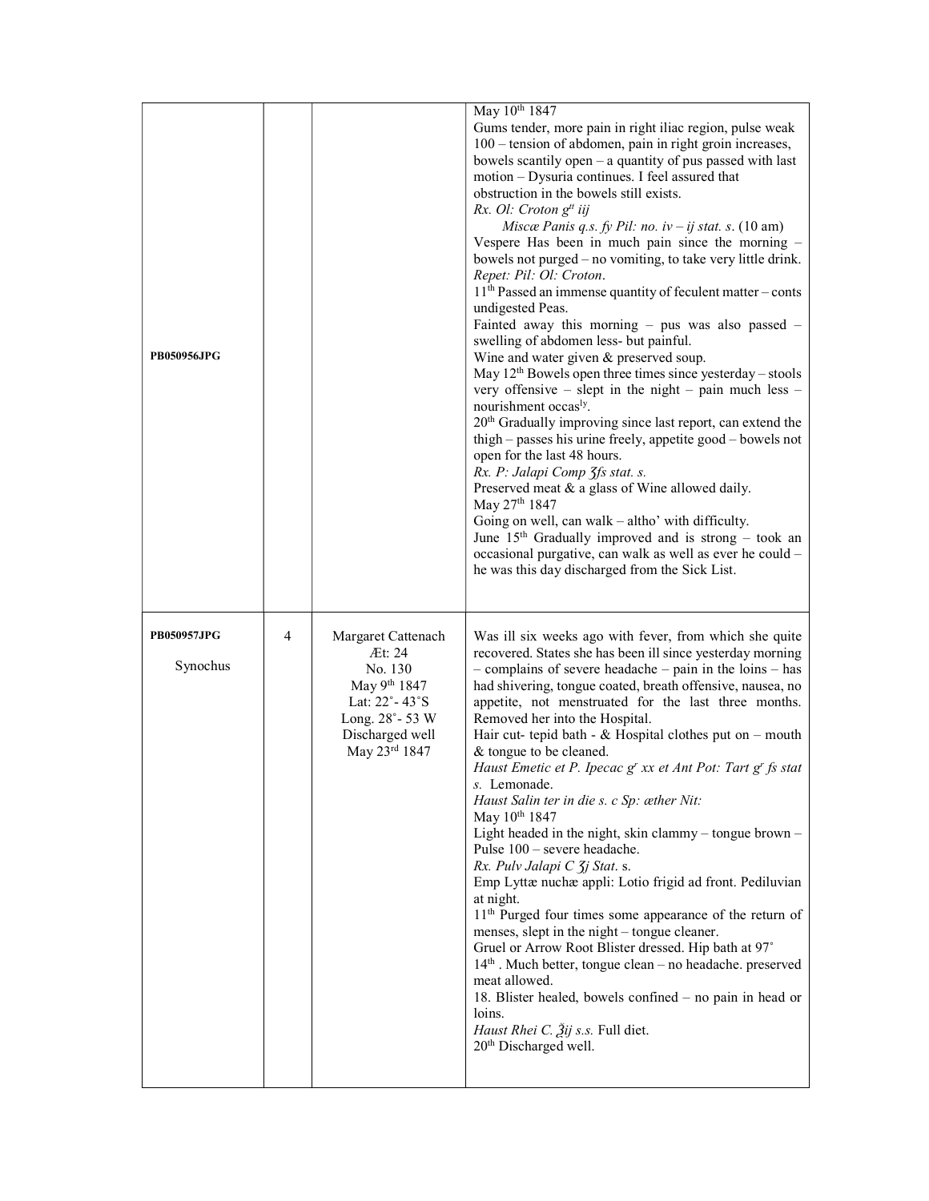| | | | |
|---|---|---|---|
| **PB050956JPG** | | | May 10th 1847<br>Gums tender, more pain in right iliac region, pulse weak 100 – tension of abdomen, pain in right groin increases, bowels scantily open – a quantity of pus passed with last motion – Dysuria continues. I feel assured that obstruction in the bowels still exists.<br>*Rx. Ol: Croton gtt iij*<br>*Miscæ Panis q.s. fy Pil: no. iv – ij stat. s*. (10 am)<br>Vespere Has been in much pain since the morning – bowels not purged – no vomiting, to take very little drink. *Repet: Pil: Ol: Croton*.<br>11th Passed an immense quantity of feculent matter – conts undigested Peas.<br>Fainted away this morning – pus was also passed – swelling of abdomen less- but painful.<br>Wine and water given & preserved soup.<br>May 12th Bowels open three times since yesterday – stools very offensive – slept in the night – pain much less – nourishment occasly.<br>20th Gradually improving since last report, can extend the thigh – passes his urine freely, appetite good – bowels not open for the last 48 hours.<br>*Rx. P: Jalapi Comp ʒfs stat. s.*<br>Preserved meat & a glass of Wine allowed daily.<br>May 27th 1847<br>Going on well, can walk – altho' with difficulty.<br>June 15th Gradually improved and is strong – took an occasional purgative, can walk as well as ever he could – he was this day discharged from the Sick List. |
| **PB050957JPG**<br><br>Synochus | 4 | Margaret Cattenach<br>Æt: 24<br>No. 130<br>May 9th 1847<br>Lat: 22˚- 43˚S<br>Long. 28˚- 53 W<br>Discharged well<br>May 23rd 1847 | Was ill six weeks ago with fever, from which she quite recovered. States she has been ill since yesterday morning – complains of severe headache – pain in the loins – has had shivering, tongue coated, breath offensive, nausea, no appetite, not menstruated for the last three months. Removed her into the Hospital.<br>Hair cut- tepid bath - & Hospital clothes put on – mouth & tongue to be cleaned.<br>*Haust Emetic et P. Ipecac gr xx et Ant Pot: Tart gr fs stat s.* Lemonade.<br>*Haust Salin ter in die s. c Sp: æther Nit:*<br>May 10th 1847<br>Light headed in the night, skin clammy – tongue brown – Pulse 100 – severe headache.<br>*Rx. Pulv Jalapi C ʒj Stat*. s.<br>Emp Lyttæ nuchæ appli: Lotio frigid ad front. Pediluvian at night.<br>11th Purged four times some appearance of the return of menses, slept in the night – tongue cleaner.<br>Gruel or Arrow Root Blister dressed. Hip bath at 97˚<br>14th . Much better, tongue clean – no headache. preserved meat allowed.<br>18. Blister healed, bowels confined – no pain in head or loins.<br>*Haust Rhei C. ℥ij s.s.* Full diet.<br>20th Discharged well. |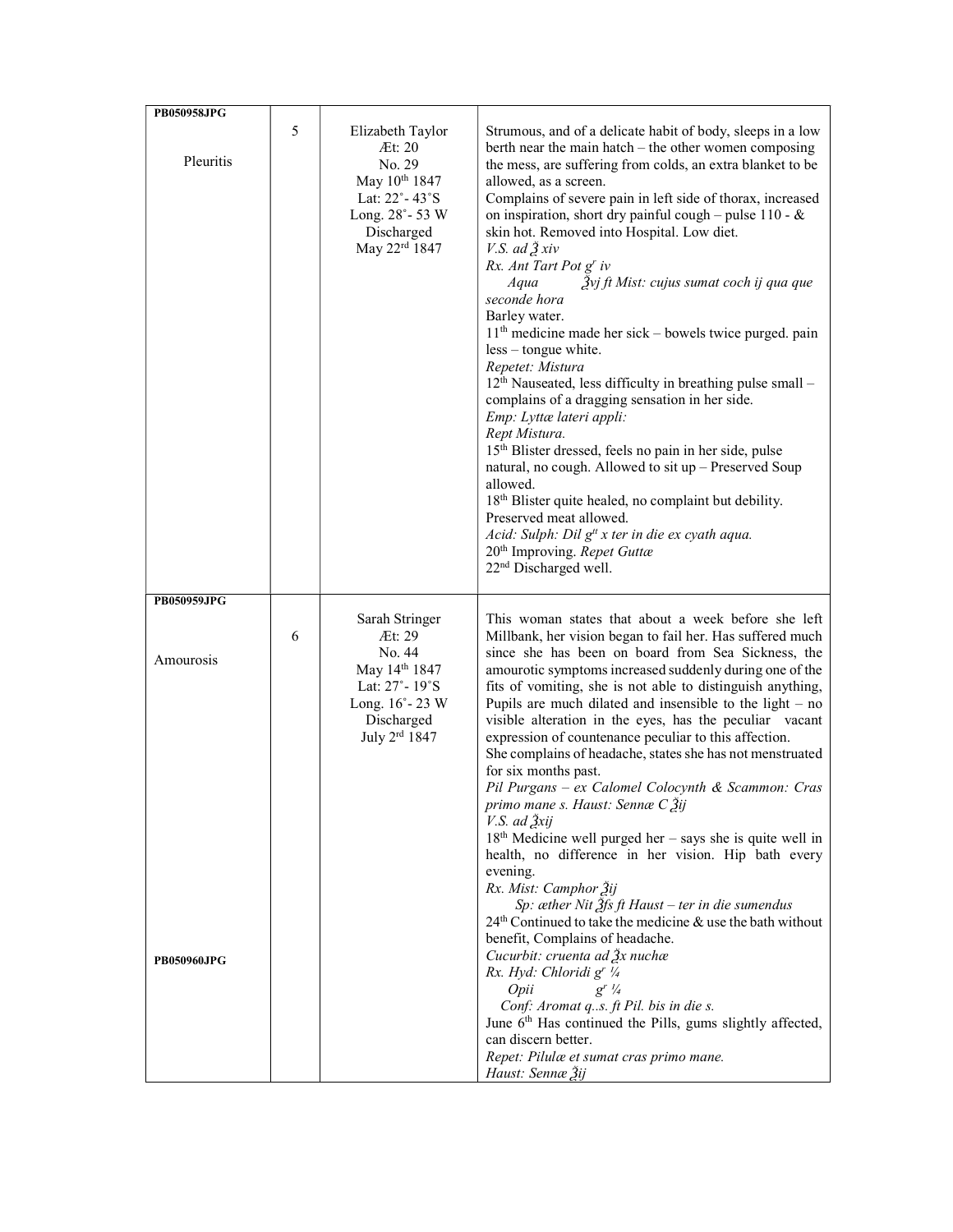| | | | |
|---|---|---|---|
| **PB050958JPG**<br><br>Pleuritis | 5 | Elizabeth Taylor<br>Æt: 20<br>No. 29<br>May 10th 1847<br>Lat: 22˚- 43˚S<br>Long. 28˚- 53 W<br>Discharged<br>May 22rd 1847 | Strumous, and of a delicate habit of body, sleeps in a low berth near the main hatch – the other women composing the mess, are suffering from colds, an extra blanket to be allowed, as a screen.<br>Complains of severe pain in left side of thorax, increased on inspiration, short dry painful cough – pulse 110 - & skin hot. Removed into Hospital. Low diet.<br>*V.S. ad ℥ xiv*<br>*Rx. Ant Tart Pot gr iv*<br>*Aqua ℥vj ft Mist: cujus sumat coch ij qua que seconde hora*<br>Barley water.<br>11th medicine made her sick – bowels twice purged. pain less – tongue white.<br>*Repetet: Mistura*<br>12th Nauseated, less difficulty in breathing pulse small – complains of a dragging sensation in her side.<br>*Emp: Lyttæ lateri appli:*<br>*Rept Mistura.*<br>15th Blister dressed, feels no pain in her side, pulse natural, no cough. Allowed to sit up – Preserved Soup allowed.<br>18th Blister quite healed, no complaint but debility. Preserved meat allowed.<br>*Acid: Sulph: Dil gtt x ter in die ex cyath aqua.*<br>20th Improving. *Repet Guttæ*<br>22nd Discharged well. |
| **PB050959JPG**<br><br>Amourosis<br><br><br><br><br><br><br><br><br><br><br><br><br><br><br><br><br><br>**PB050960JPG** | 6 | Sarah Stringer<br>Æt: 29<br>No. 44<br>May 14th 1847<br>Lat: 27˚- 19˚S<br>Long. 16˚- 23 W<br>Discharged<br>July 2rd 1847 | This woman states that about a week before she left Millbank, her vision began to fail her. Has suffered much since she has been on board from Sea Sickness, the amourotic symptoms increased suddenly during one of the fits of vomiting, she is not able to distinguish anything, Pupils are much dilated and insensible to the light – no visible alteration in the eyes, has the peculiar vacant expression of countenance peculiar to this affection.<br>She complains of headache, states she has not menstruated for six months past.<br>*Pil Purgans – ex Calomel Colocynth & Scammon: Cras primo mane s. Haust: Sennæ C ℥ij*<br>*V.S. ad ℥xij*<br>18th Medicine well purged her – says she is quite well in health, no difference in her vision. Hip bath every evening.<br>*Rx. Mist: Camphor ℥ij*<br>*Sp: æther Nit ℥fs ft Haust – ter in die sumendus*<br>24th Continued to take the medicine & use the bath without benefit, Complains of headache.<br>*Cucurbit: cruenta ad ℥x nuchæ*<br>*Rx. Hyd: Chloridi gr ¼*<br>*Opii gr ¼*<br>*Conf: Aromat q..s. ft Pil. bis in die s.*<br>June 6th Has continued the Pills, gums slightly affected, can discern better.<br>*Repet: Pilulæ et sumat cras primo mane.*<br>*Haust: Sennæ ℥ij* |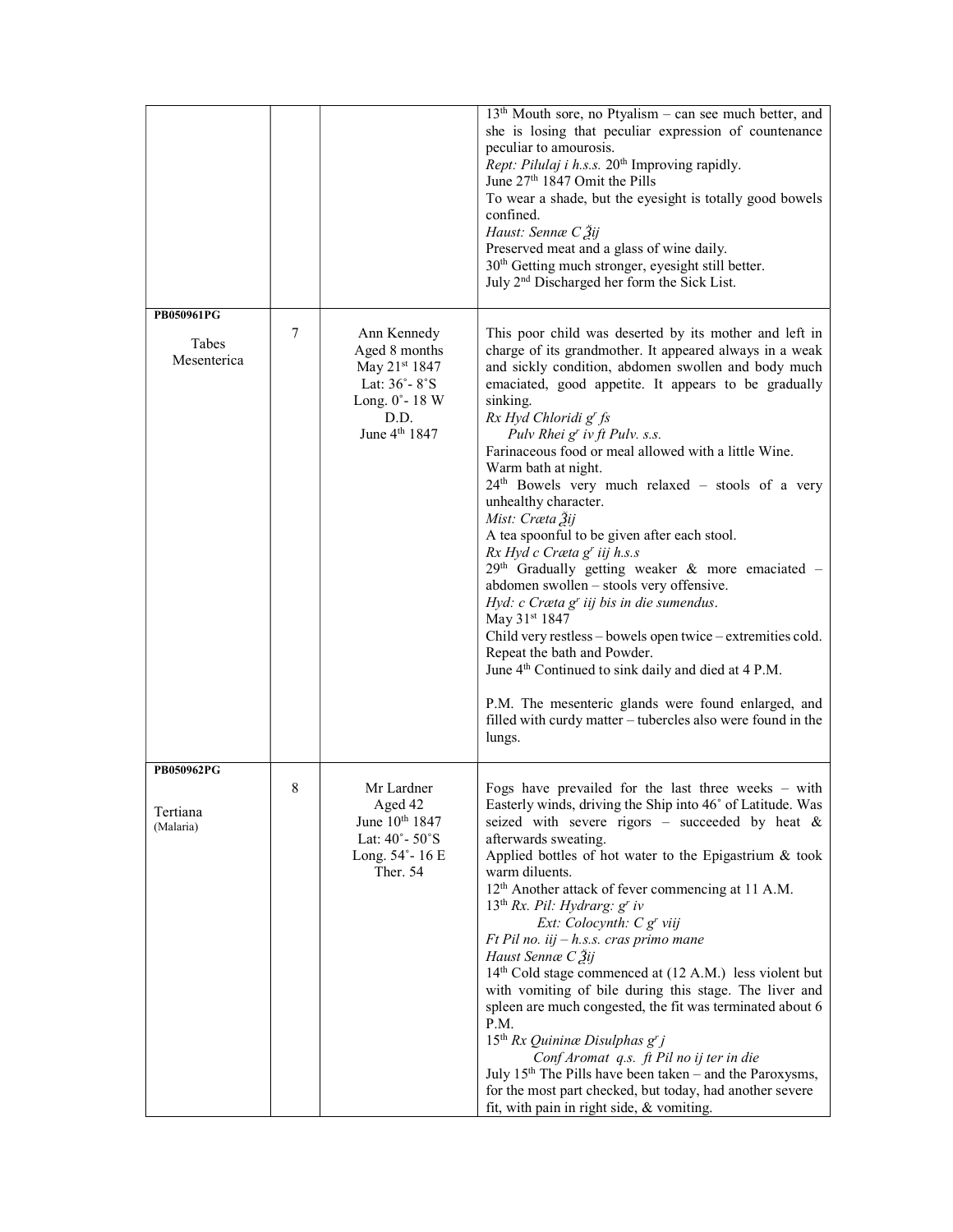| | | | |
|---|---|---|---|
| | | | 13th Mouth sore, no Ptyalism – can see much better, and she is losing that peculiar expression of countenance peculiar to amourosis.<br>*Rept: Pilulaj i h.s.s.* 20th Improving rapidly.<br>June 27th 1847 Omit the Pills<br>To wear a shade, but the eyesight is totally good bowels confined.<br>*Haust: Sennæ C ℥ij*<br>Preserved meat and a glass of wine daily.<br>30th Getting much stronger, eyesight still better.<br>July 2nd Discharged her form the Sick List. |
| **PB050961PG**<br><br>Tabes Mesenterica | 7 | Ann Kennedy<br>Aged 8 months<br>May 21st 1847<br>Lat: 36˚- 8˚S<br>Long. 0˚- 18 W<br>D.D.<br>June 4th 1847 | This poor child was deserted by its mother and left in charge of its grandmother. It appeared always in a weak and sickly condition, abdomen swollen and body much emaciated, good appetite. It appears to be gradually sinking.<br>*Rx Hyd Chloridi gr fs*<br>*Pulv Rhei gr iv ft Pulv. s.s.*<br>Farinaceous food or meal allowed with a little Wine.<br>Warm bath at night.<br>24th Bowels very much relaxed – stools of a very unhealthy character.<br>*Mist: Cræta ℥ij*<br>A tea spoonful to be given after each stool.<br>*Rx Hyd c Cræta gr iij h.s.s*<br>29th Gradually getting weaker & more emaciated – abdomen swollen – stools very offensive.<br>*Hyd: c Cræta gr iij bis in die sumendus.*<br>May 31st 1847<br>Child very restless – bowels open twice – extremities cold. Repeat the bath and Powder.<br>June 4th Continued to sink daily and died at 4 P.M.<br><br>P.M. The mesenteric glands were found enlarged, and filled with curdy matter – tubercles also were found in the lungs. |
| **PB050962PG**<br><br>Tertiana<br>(Malaria) | 8 | Mr Lardner<br>Aged 42<br>June 10th 1847<br>Lat: 40˚- 50˚S<br>Long. 54˚- 16 E<br>Ther. 54 | Fogs have prevailed for the last three weeks – with Easterly winds, driving the Ship into 46˚ of Latitude. Was seized with severe rigors – succeeded by heat & afterwards sweating.<br>Applied bottles of hot water to the Epigastrium & took warm diluents.<br>12th Another attack of fever commencing at 11 A.M.<br>13th *Rx. Pil: Hydrarg: gr iv*<br>*Ext: Colocynth: C gr viij*<br>*Ft Pil no. iij – h.s.s. cras primo mane*<br>*Haust Sennæ C ℥ij*<br>14th Cold stage commenced at (12 A.M.) less violent but with vomiting of bile during this stage. The liver and spleen are much congested, the fit was terminated about 6 P.M.<br>15th *Rx Quininæ Disulphas gr j*<br>*Conf Aromat q.s. ft Pil no ij ter in die*<br>July 15th The Pills have been taken – and the Paroxysms, for the most part checked, but today, had another severe fit, with pain in right side, & vomiting. |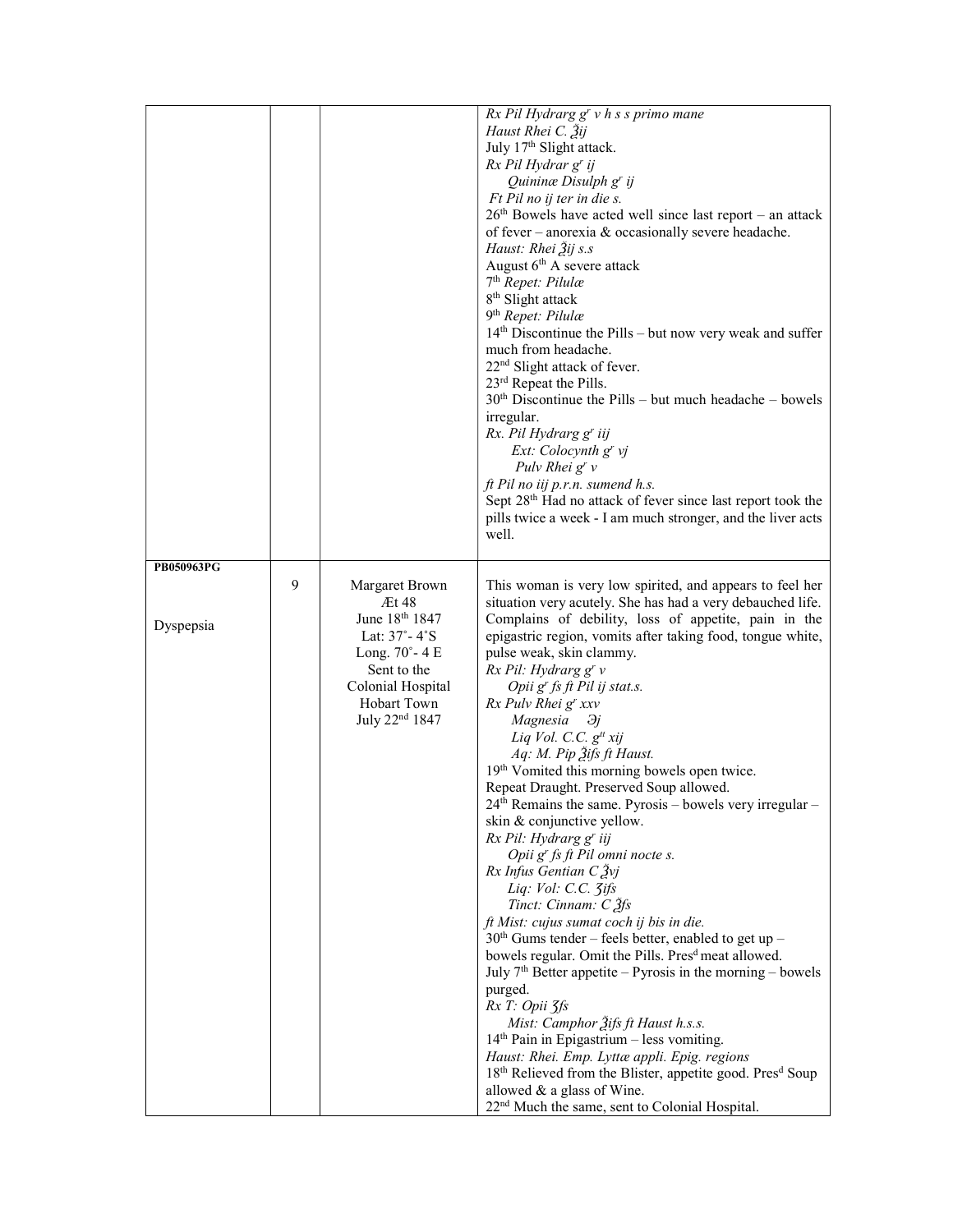| | | | |
|---|---|---|---|
| | | | *Rx Pil Hydrarg $g^r$ v h s s primo mane*<br>*Haust Rhei C. ℥ij*<br>July 17th Slight attack.<br>*Rx Pil Hydrar $g^r$ ij*<br>*Quininæ Disulph $g^r$ ij*<br>*Ft Pil no ij ter in die s.*<br>26th Bowels have acted well since last report – an attack of fever – anorexia & occasionally severe headache.<br>*Haust: Rhei ℥ij s.s*<br>August 6th A severe attack<br>7th *Repet: Pilulæ*<br>8th Slight attack<br>9th *Repet: Pilulæ*<br>14th Discontinue the Pills – but now very weak and suffer much from headache.<br>22nd Slight attack of fever.<br>23rd Repeat the Pills.<br>30th Discontinue the Pills – but much headache – bowels irregular.<br>*Rx. Pil Hydrarg $g^r$ iij*<br>*Ext: Colocynth $g^r$ vj*<br>*Pulv Rhei $g^r$ v*<br>*ft Pil no iij p.r.n. sumend h.s.*<br>Sept 28th Had no attack of fever since last report took the pills twice a week - I am much stronger, and the liver acts well. |
| **PB050963PG**<br><br>Dyspepsia | 9 | Margaret Brown<br>Æt 48<br>June 18th 1847<br>Lat: 37˚- 4˚S<br>Long. 70˚- 4 E<br>Sent to the Colonial Hospital Hobart Town<br>July 22nd 1847 | This woman is very low spirited, and appears to feel her situation very acutely. She has had a very debauched life. Complains of debility, loss of appetite, pain in the epigastric region, vomits after taking food, tongue white, pulse weak, skin clammy.<br>*Rx Pil: Hydrarg $g^r$ v*<br>*Opii $g^r$ fs ft Pil ij stat.s.*<br>*Rx Pulv Rhei $g^r$ xxv*<br>*Magnesia ℈j*<br>*Liq Vol. C.C. $g^{tt}$ xij*<br>*Aq: M. Pip ℥ifs ft Haust.*<br>19th Vomited this morning bowels open twice.<br>Repeat Draught. Preserved Soup allowed.<br>24th Remains the same. Pyrosis – bowels very irregular – skin & conjunctive yellow.<br>*Rx Pil: Hydrarg $g^r$ iij*<br>*Opii $g^r$ fs ft Pil omni nocte s.*<br>*Rx Infus Gentian C ℥vj*<br>*Liq: Vol: C.C. ʒifs*<br>*Tinct: Cinnam: C ℥fs*<br>*ft Mist: cujus sumat coch ij bis in die.*<br>30th Gums tender – feels better, enabled to get up – bowels regular. Omit the Pills. Pres^d meat allowed.<br>July 7th Better appetite – Pyrosis in the morning – bowels purged.<br>*Rx T: Opii ʒfs*<br>*Mist: Camphor ℥ifs ft Haust h.s.s.*<br>14th Pain in Epigastrium – less vomiting.<br>*Haust: Rhei. Emp. Lyttæ appli. Epig. regions*<br>18th Relieved from the Blister, appetite good. Pres^d Soup allowed & a glass of Wine.<br>22nd Much the same, sent to Colonial Hospital. |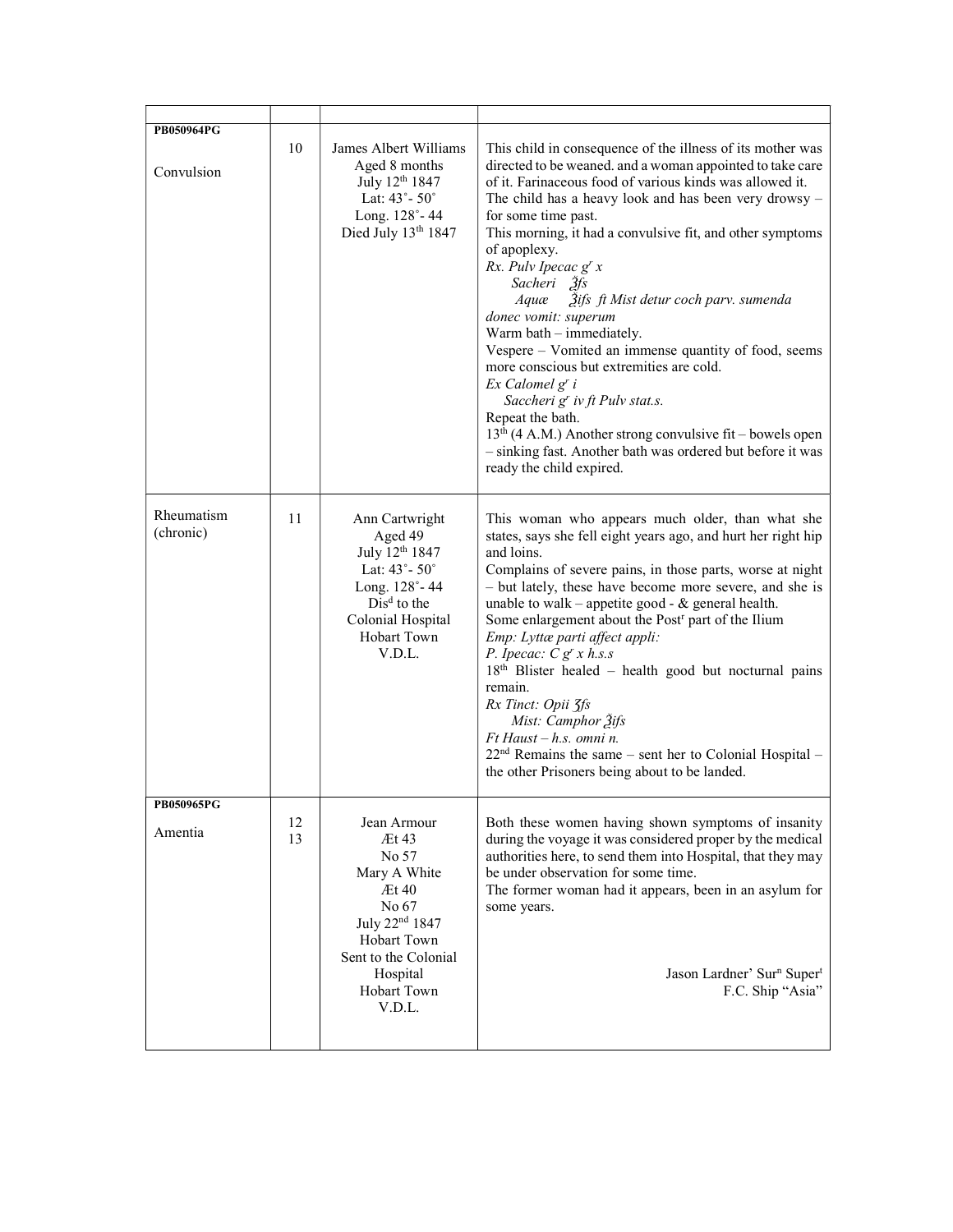| | | | |
|---|---|---|---|
| **PB050964PG**<br><br>Convulsion | 10 | James Albert Williams<br>Aged 8 months<br>July 12th 1847<br>Lat: 43˚- 50˚<br>Long. 128˚- 44<br>Died July 13th 1847 | This child in consequence of the illness of its mother was directed to be weaned. and a woman appointed to take care of it. Farinaceous food of various kinds was allowed it.<br>The child has a heavy look and has been very drowsy – for some time past.<br>This morning, it had a convulsive fit, and other symptoms of apoplexy.<br>*Rx. Pulv Ipecac gr x*<br>*Sacheri ʒfs*<br>*Aquæ ℥ifs ft Mist detur coch parv. sumenda donec vomit: superum*<br>Warm bath – immediately.<br>Vespere – Vomited an immense quantity of food, seems more conscious but extremities are cold.<br>*Ex Calomel gr i*<br>*Saccheri gr iv ft Pulv stat.s.*<br>Repeat the bath.<br>13th (4 A.M.) Another strong convulsive fit – bowels open – sinking fast. Another bath was ordered but before it was ready the child expired. |
| Rheumatism (chronic) | 11 | Ann Cartwright<br>Aged 49<br>July 12th 1847<br>Lat: 43˚- 50˚<br>Long. 128˚- 44<br>Disd to the Colonial Hospital Hobart Town V.D.L. | This woman who appears much older, than what she states, says she fell eight years ago, and hurt her right hip and loins.<br>Complains of severe pains, in those parts, worse at night – but lately, these have become more severe, and she is unable to walk – appetite good - & general health.<br>Some enlargement about the Postr part of the Ilium<br>*Emp: Lyttæ parti affect appli:*<br>*P. Ipecac: C gr x h.s.s*<br>18th Blister healed – health good but nocturnal pains remain.<br>*Rx Tinct: Opii ʒfs*<br>*Mist: Camphor ℥ifs*<br>*Ft Haust – h.s. omni n.*<br>22nd Remains the same – sent her to Colonial Hospital – the other Prisoners being about to be landed. |
| **PB050965PG**<br><br>Amentia | 12<br>13 | Jean Armour<br>Æt 43<br>No 57<br>Mary A White<br>Æt 40<br>No 67<br>July 22nd 1847<br>Hobart Town<br>Sent to the Colonial Hospital<br>Hobart Town<br>V.D.L. | Both these women having shown symptoms of insanity during the voyage it was considered proper by the medical authorities here, to send them into Hospital, that they may be under observation for some time.<br>The former woman had it appears, been in an asylum for some years.<br><br>Jason Lardner' Surn Supert<br>F.C. Ship "Asia" |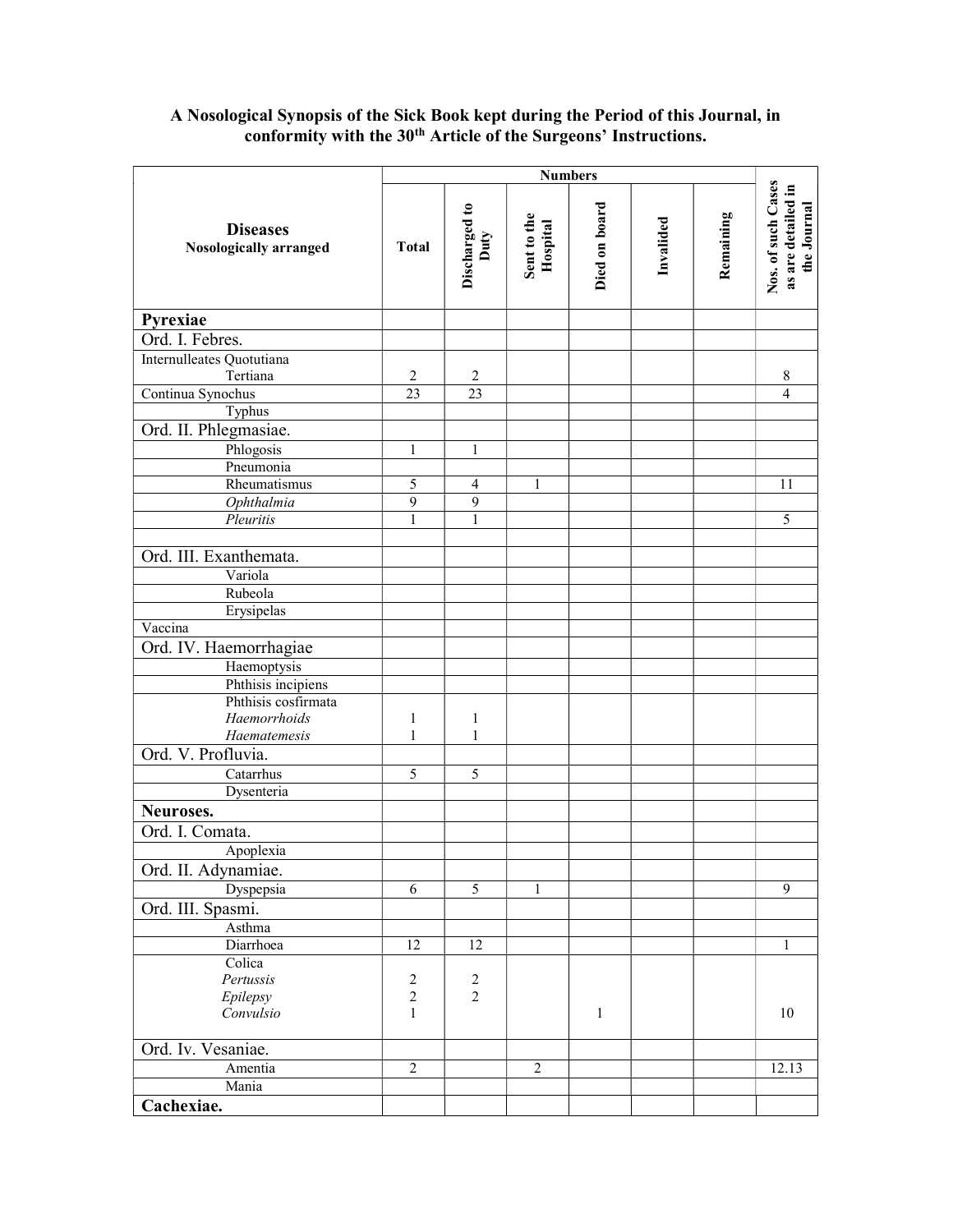**A Nosological Synopsis of the Sick Book kept during the Period of this Journal, in conformity with the 30th Article of the Surgeons' Instructions.**

| Diseases<br>Nosologically arranged | Numbers | | | | | | Nos. of such Cases as are detailed in the Journal |
|---|---|---|---|---|---|---|---|
| | Total | Discharged to Duty | Sent to the Hospital | Died on board | Invalided | Remaining | |
| **Pyrexiae** | | | | | | | |
| Ord. I. Febres. | | | | | | | |
| Internulleates Quotutiana<br>Tertiana | 2 | 2 | | | | | 8 |
| Continua Synochus | 23 | 23 | | | | | 4 |
| Typhus | | | | | | | |
| Ord. II. Phlegmasiae. | | | | | | | |
| Phlogosis | 1 | 1 | | | | | |
| Pneumonia | | | | | | | |
| Rheumatismus | 5 | 4 | 1 | | | | 11 |
| *Ophthalmia* | 9 | 9 | | | | | |
| *Pleuritis* | 1 | 1 | | | | | 5 |
| | | | | | | | |
| Ord. III. Exanthemata. | | | | | | | |
| Variola | | | | | | | |
| Rubeola | | | | | | | |
| Erysipelas | | | | | | | |
| Vaccina | | | | | | | |
| Ord. IV. Haemorrhagiae | | | | | | | |
| Haemoptysis | | | | | | | |
| Phthisis incipiens | | | | | | | |
| Phthisis cosfirmata<br>*Haemorrhoids*<br>*Haematemesis* | <br>1<br>1 | <br>1<br>1 | | | | | |
| Ord. V. Profluvia. | | | | | | | |
| Catarrhus | 5 | 5 | | | | | |
| Dysenteria | | | | | | | |
| **Neuroses.** | | | | | | | |
| Ord. I. Comata. | | | | | | | |
| Apoplexia | | | | | | | |
| Ord. II. Adynamiae. | | | | | | | |
| Dyspepsia | 6 | 5 | 1 | | | | 9 |
| Ord. III. Spasmi. | | | | | | | |
| Asthma | | | | | | | |
| Diarrhoea | 12 | 12 | | | | | 1 |
| Colica<br>*Pertussis*<br>*Epilepsy*<br>*Convulsio* | <br>2<br>2<br>1 | <br>2<br>2<br> | | <br><br><br>1 | | | <br><br><br>10 |
| Ord. Iv. Vesaniae. | | | | | | | |
| Amentia | 2 | | 2 | | | | 12.13 |
| Mania | | | | | | | |
| **Cachexiae.** | | | | | | | |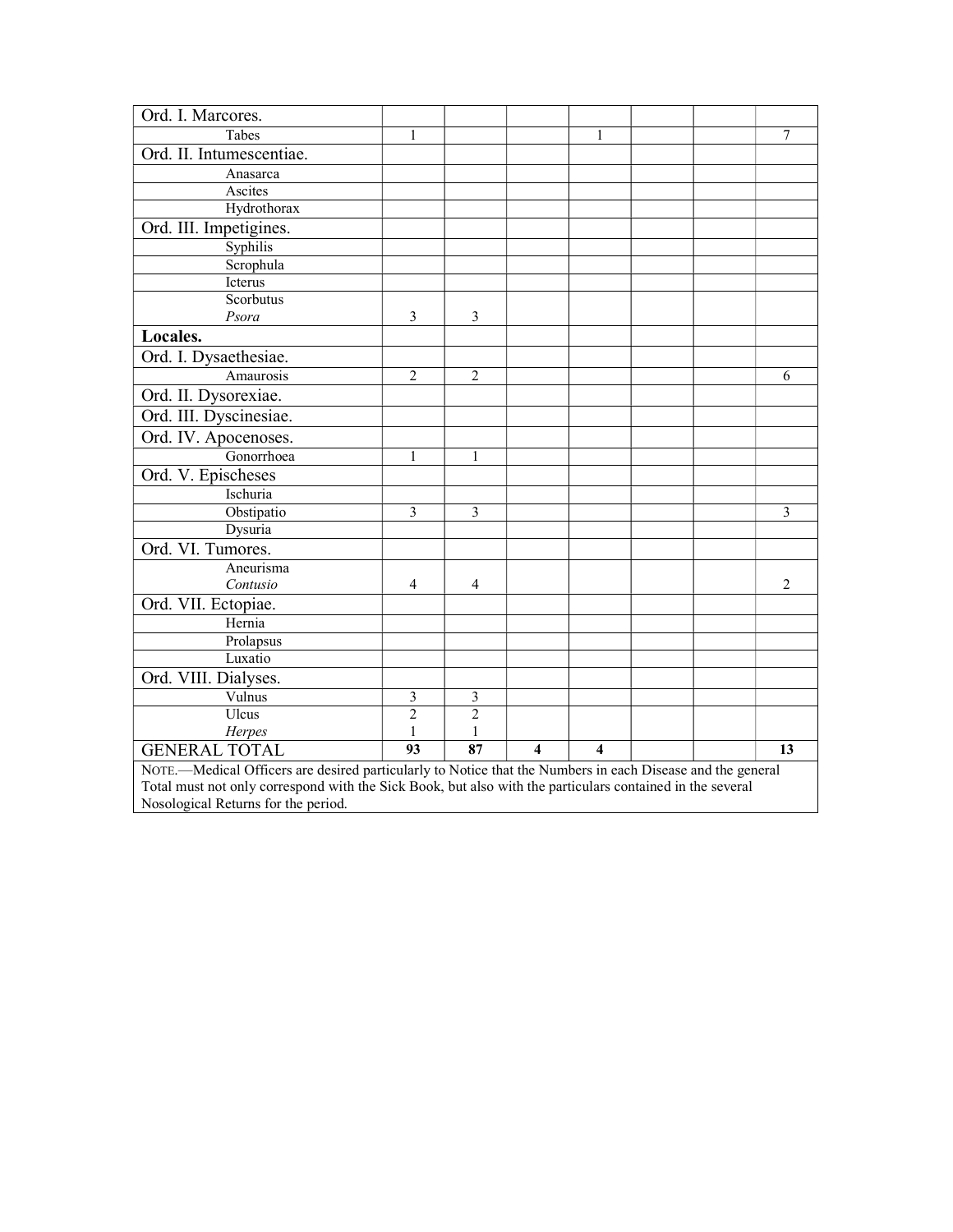| Ord. I. Marcores. | | | | | | | |
|---|---|---|---|---|---|---|---|
| Tabes | 1 | | | 1 | | | 7 |
| Ord. II. Intumescentiae. | | | | | | | |
| Anasarca | | | | | | | |
| Ascites | | | | | | | |
| Hydrothorax | | | | | | | |
| Ord. III. Impetigines. | | | | | | | |
| Syphilis | | | | | | | |
| Scrophula | | | | | | | |
| Icterus | | | | | | | |
| Scorbutus<br>*Psora* | 3 | 3 | | | | | |
| **Locales.** | | | | | | | |
| Ord. I. Dysaethesiae. | | | | | | | |
| Amaurosis | 2 | 2 | | | | | 6 |
| Ord. II. Dysorexiae. | | | | | | | |
| Ord. III. Dyscinesiae. | | | | | | | |
| Ord. IV. Apocenoses. | | | | | | | |
| Gonorrhoea | 1 | 1 | | | | | |
| Ord. V. Epischeses | | | | | | | |
| Ischuria | | | | | | | |
| Obstipatio | 3 | 3 | | | | | 3 |
| Dysuria | | | | | | | |
| Ord. VI. Tumores. | | | | | | | |
| Aneurisma<br>*Contusio* | 4 | 4 | | | | | 2 |
| Ord. VII. Ectopiae. | | | | | | | |
| Hernia | | | | | | | |
| Prolapsus | | | | | | | |
| Luxatio | | | | | | | |
| Ord. VIII. Dialyses. | | | | | | | |
| Vulnus | 3 | 3 | | | | | |
| Ulcus | 2 | 2 | | | | | |
| *Herpes* | 1 | 1 | | | | | |
| GENERAL TOTAL | **93** | **87** | **4** | **4** | | | **13** |

NOTE.—Medical Officers are desired particularly to Notice that the Numbers in each Disease and the general Total must not only correspond with the Sick Book, but also with the particulars contained in the several Nosological Returns for the period.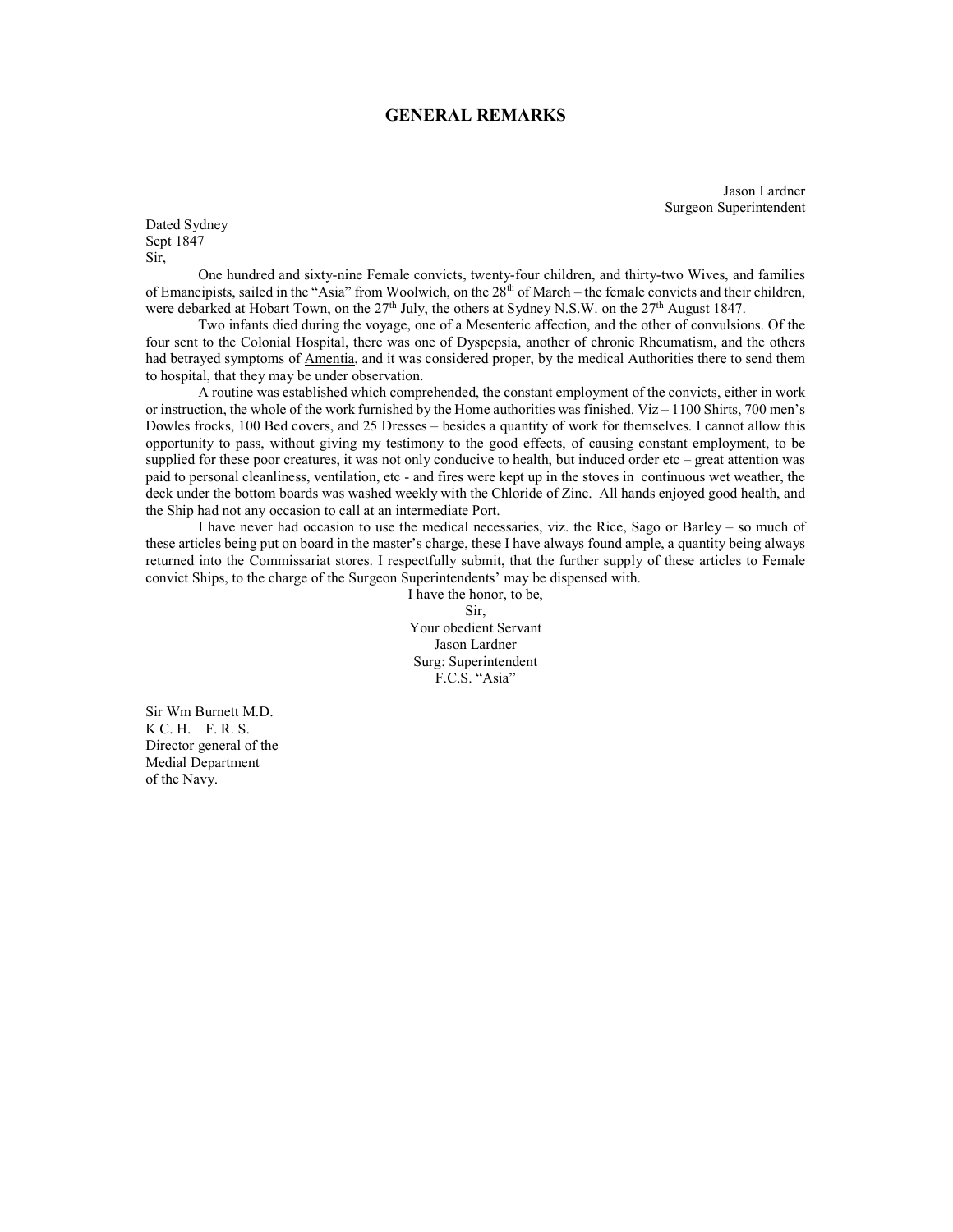# GENERAL REMARKS

Jason Lardner
Surgeon Superintendent

Dated Sydney
Sept 1847
Sir,

One hundred and sixty-nine Female convicts, twenty-four children, and thirty-two Wives, and families of Emancipists, sailed in the "Asia" from Woolwich, on the 28th of March – the female convicts and their children, were debarked at Hobart Town, on the 27th July, the others at Sydney N.S.W. on the 27th August 1847.

Two infants died during the voyage, one of a Mesenteric affection, and the other of convulsions. Of the four sent to the Colonial Hospital, there was one of Dyspepsia, another of chronic Rheumatism, and the others had betrayed symptoms of <u>Amentia</u>, and it was considered proper, by the medical Authorities there to send them to hospital, that they may be under observation.

A routine was established which comprehended, the constant employment of the convicts, either in work or instruction, the whole of the work furnished by the Home authorities was finished. Viz – 1100 Shirts, 700 men's Dowles frocks, 100 Bed covers, and 25 Dresses – besides a quantity of work for themselves. I cannot allow this opportunity to pass, without giving my testimony to the good effects, of causing constant employment, to be supplied for these poor creatures, it was not only conducive to health, but induced order etc – great attention was paid to personal cleanliness, ventilation, etc - and fires were kept up in the stoves in continuous wet weather, the deck under the bottom boards was washed weekly with the Chloride of Zinc. All hands enjoyed good health, and the Ship had not any occasion to call at an intermediate Port.

I have never had occasion to use the medical necessaries, viz. the Rice, Sago or Barley – so much of these articles being put on board in the master's charge, these I have always found ample, a quantity being always returned into the Commissariat stores. I respectfully submit, that the further supply of these articles to Female convict Ships, to the charge of the Surgeon Superintendents' may be dispensed with.

I have the honor, to be,
Sir,
Your obedient Servant
Jason Lardner
Surg: Superintendent
F.C.S. "Asia"

Sir Wm Burnett M.D.
K C. H. F. R. S.
Director general of the
Medial Department
of the Navy.